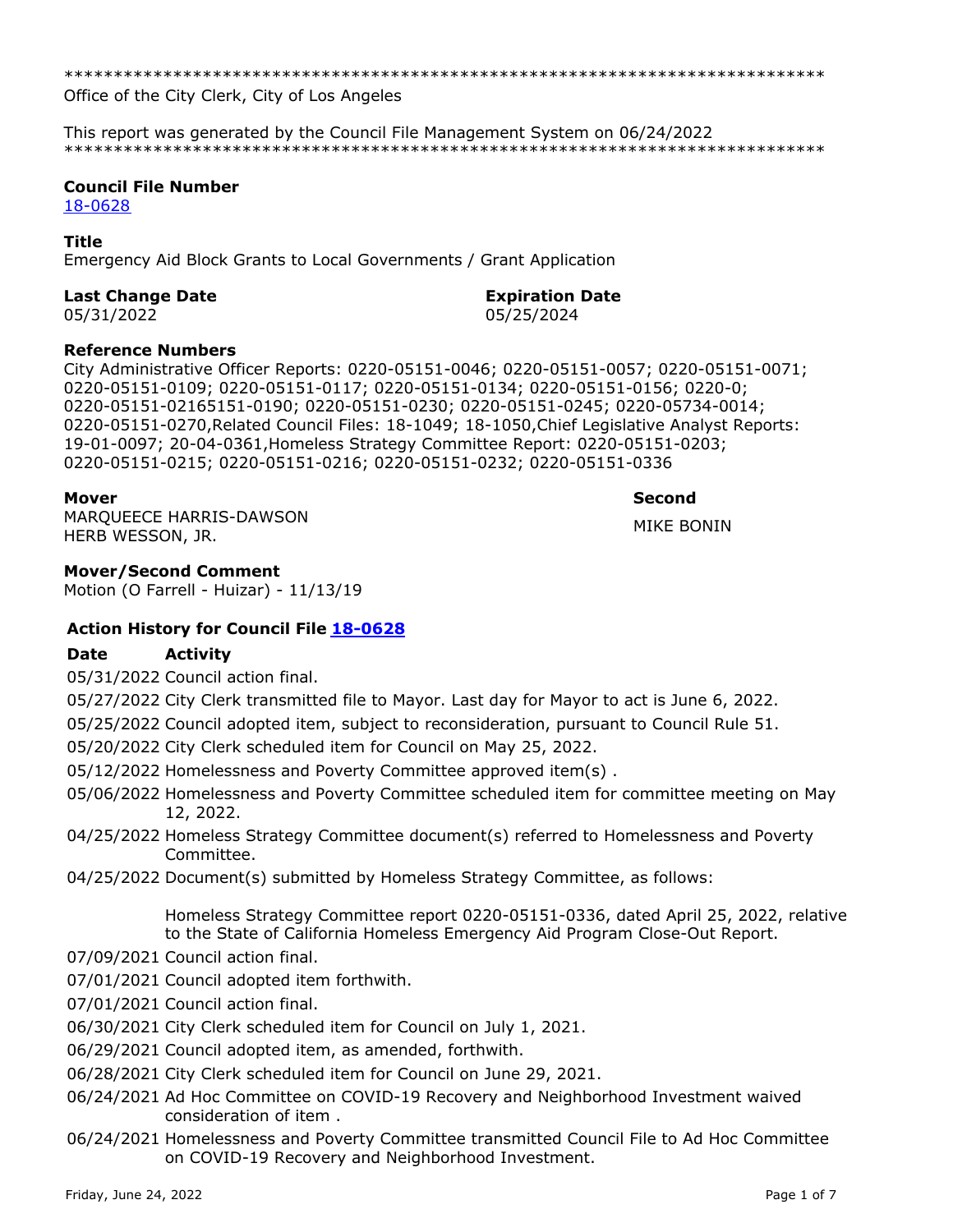******************************************************************************
Office of the City Clerk, City of Los Angeles

This report was generated by the Council File Management System on 06/24/2022
******************************************************************************

**Council File Number**
18-0628

**Title**
Emergency Aid Block Grants to Local Governments / Grant Application

**Last Change Date**
05/31/2022

**Expiration Date**
05/25/2024

**Reference Numbers**
City Administrative Officer Reports: 0220-05151-0046; 0220-05151-0057; 0220-05151-0071; 0220-05151-0109; 0220-05151-0117; 0220-05151-0134; 0220-05151-0156; 0220-0; 0220-05151-02165151-0190; 0220-05151-0230; 0220-05151-0245; 0220-05734-0014; 0220-05151-0270,Related Council Files: 18-1049; 18-1050,Chief Legislative Analyst Reports: 19-01-0097; 20-04-0361,Homeless Strategy Committee Report: 0220-05151-0203; 0220-05151-0215; 0220-05151-0216; 0220-05151-0232; 0220-05151-0336

**Mover**
MARQUEECE HARRIS-DAWSON
HERB WESSON, JR.

**Second**
MIKE BONIN

**Mover/Second Comment**
Motion (O Farrell - Huizar) - 11/13/19

### Action History for Council File 18-0628

| Date | Activity |
|---|---|
| 05/31/2022 | Council action final. |
| 05/27/2022 | City Clerk transmitted file to Mayor. Last day for Mayor to act is June 6, 2022. |
| 05/25/2022 | Council adopted item, subject to reconsideration, pursuant to Council Rule 51. |
| 05/20/2022 | City Clerk scheduled item for Council on May 25, 2022. |
| 05/12/2022 | Homelessness and Poverty Committee approved item(s) . |
| 05/06/2022 | Homelessness and Poverty Committee scheduled item for committee meeting on May 12, 2022. |
| 04/25/2022 | Homeless Strategy Committee document(s) referred to Homelessness and Poverty Committee. |
| 04/25/2022 | Document(s) submitted by Homeless Strategy Committee, as follows:<br><br>Homeless Strategy Committee report 0220-05151-0336, dated April 25, 2022, relative to the State of California Homeless Emergency Aid Program Close-Out Report. |
| 07/09/2021 | Council action final. |
| 07/01/2021 | Council adopted item forthwith. |
| 07/01/2021 | Council action final. |
| 06/30/2021 | City Clerk scheduled item for Council on July 1, 2021. |
| 06/29/2021 | Council adopted item, as amended, forthwith. |
| 06/28/2021 | City Clerk scheduled item for Council on June 29, 2021. |
| 06/24/2021 | Ad Hoc Committee on COVID-19 Recovery and Neighborhood Investment waived consideration of item . |
| 06/24/2021 | Homelessness and Poverty Committee transmitted Council File to Ad Hoc Committee on COVID-19 Recovery and Neighborhood Investment. |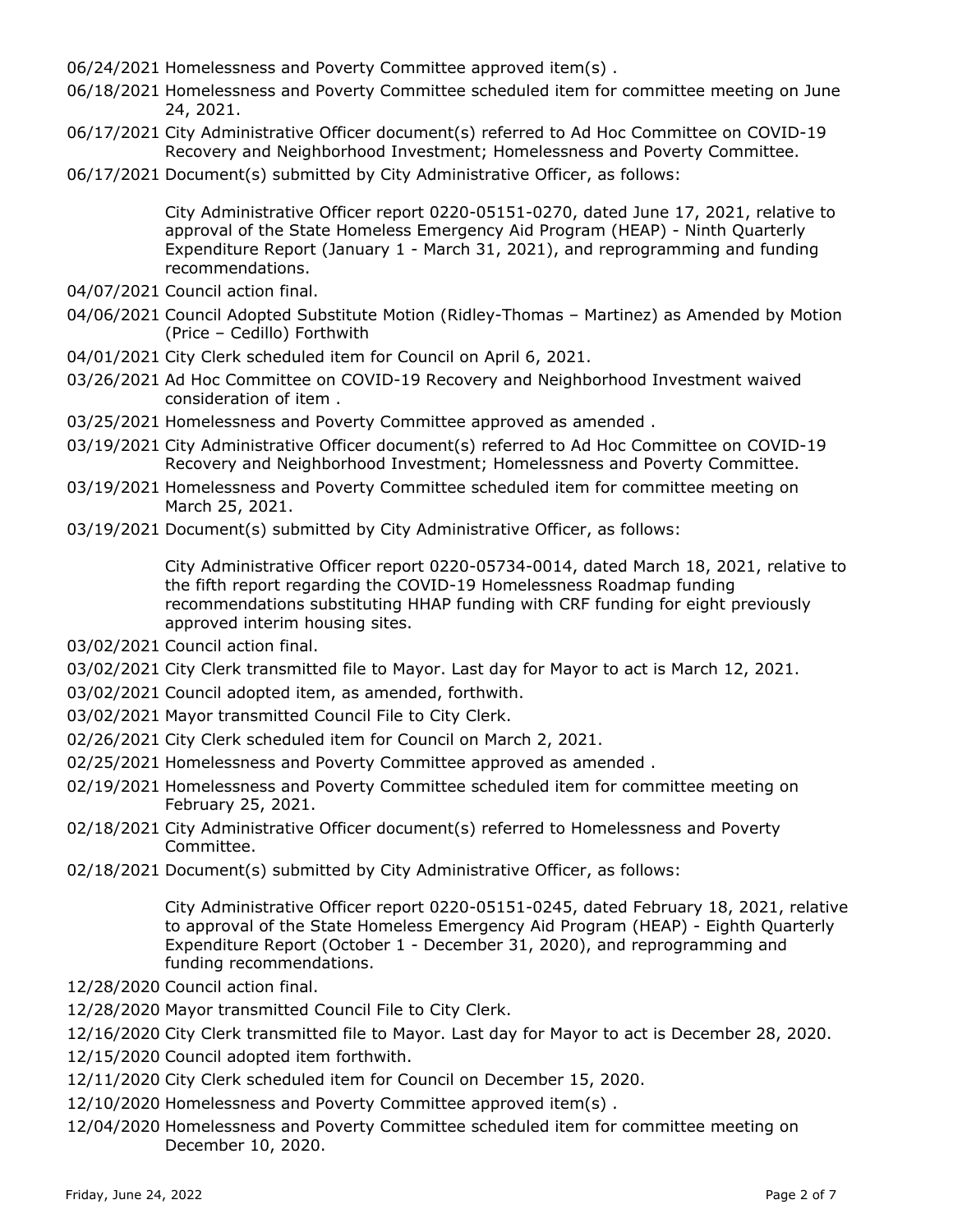06/24/2021 Homelessness and Poverty Committee approved item(s) .

06/18/2021 Homelessness and Poverty Committee scheduled item for committee meeting on June 24, 2021.

06/17/2021 City Administrative Officer document(s) referred to Ad Hoc Committee on COVID-19 Recovery and Neighborhood Investment; Homelessness and Poverty Committee.

06/17/2021 Document(s) submitted by City Administrative Officer, as follows:

City Administrative Officer report 0220-05151-0270, dated June 17, 2021, relative to approval of the State Homeless Emergency Aid Program (HEAP) - Ninth Quarterly Expenditure Report (January 1 - March 31, 2021), and reprogramming and funding recommendations.

04/07/2021 Council action final.

04/06/2021 Council Adopted Substitute Motion (Ridley-Thomas – Martinez) as Amended by Motion (Price – Cedillo) Forthwith

04/01/2021 City Clerk scheduled item for Council on April 6, 2021.

03/26/2021 Ad Hoc Committee on COVID-19 Recovery and Neighborhood Investment waived consideration of item .

03/25/2021 Homelessness and Poverty Committee approved as amended .

03/19/2021 City Administrative Officer document(s) referred to Ad Hoc Committee on COVID-19 Recovery and Neighborhood Investment; Homelessness and Poverty Committee.

03/19/2021 Homelessness and Poverty Committee scheduled item for committee meeting on March 25, 2021.

03/19/2021 Document(s) submitted by City Administrative Officer, as follows:

City Administrative Officer report 0220-05734-0014, dated March 18, 2021, relative to the fifth report regarding the COVID-19 Homelessness Roadmap funding recommendations substituting HHAP funding with CRF funding for eight previously approved interim housing sites.

03/02/2021 Council action final.

03/02/2021 City Clerk transmitted file to Mayor. Last day for Mayor to act is March 12, 2021.

03/02/2021 Council adopted item, as amended, forthwith.

03/02/2021 Mayor transmitted Council File to City Clerk.

02/26/2021 City Clerk scheduled item for Council on March 2, 2021.

02/25/2021 Homelessness and Poverty Committee approved as amended .

02/19/2021 Homelessness and Poverty Committee scheduled item for committee meeting on February 25, 2021.

02/18/2021 City Administrative Officer document(s) referred to Homelessness and Poverty Committee.

02/18/2021 Document(s) submitted by City Administrative Officer, as follows:

City Administrative Officer report 0220-05151-0245, dated February 18, 2021, relative to approval of the State Homeless Emergency Aid Program (HEAP) - Eighth Quarterly Expenditure Report (October 1 - December 31, 2020), and reprogramming and funding recommendations.

12/28/2020 Council action final.

12/28/2020 Mayor transmitted Council File to City Clerk.

12/16/2020 City Clerk transmitted file to Mayor. Last day for Mayor to act is December 28, 2020.

12/15/2020 Council adopted item forthwith.

12/11/2020 City Clerk scheduled item for Council on December 15, 2020.

12/10/2020 Homelessness and Poverty Committee approved item(s) .

12/04/2020 Homelessness and Poverty Committee scheduled item for committee meeting on December 10, 2020.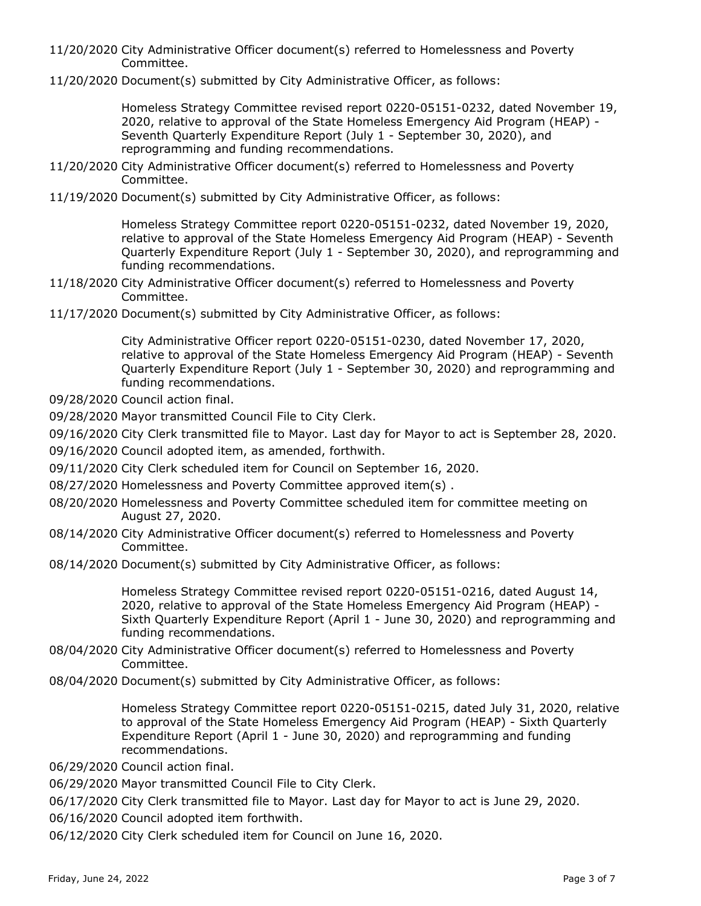11/20/2020 City Administrative Officer document(s) referred to Homelessness and Poverty Committee.

11/20/2020 Document(s) submitted by City Administrative Officer, as follows:

> Homeless Strategy Committee revised report 0220-05151-0232, dated November 19, 2020, relative to approval of the State Homeless Emergency Aid Program (HEAP) - Seventh Quarterly Expenditure Report (July 1 - September 30, 2020), and reprogramming and funding recommendations.

11/20/2020 City Administrative Officer document(s) referred to Homelessness and Poverty Committee.

11/19/2020 Document(s) submitted by City Administrative Officer, as follows:

> Homeless Strategy Committee report 0220-05151-0232, dated November 19, 2020, relative to approval of the State Homeless Emergency Aid Program (HEAP) - Seventh Quarterly Expenditure Report (July 1 - September 30, 2020), and reprogramming and funding recommendations.

11/18/2020 City Administrative Officer document(s) referred to Homelessness and Poverty Committee.

11/17/2020 Document(s) submitted by City Administrative Officer, as follows:

> City Administrative Officer report 0220-05151-0230, dated November 17, 2020, relative to approval of the State Homeless Emergency Aid Program (HEAP) - Seventh Quarterly Expenditure Report (July 1 - September 30, 2020) and reprogramming and funding recommendations.

09/28/2020 Council action final.

09/28/2020 Mayor transmitted Council File to City Clerk.

09/16/2020 City Clerk transmitted file to Mayor. Last day for Mayor to act is September 28, 2020.

09/16/2020 Council adopted item, as amended, forthwith.

09/11/2020 City Clerk scheduled item for Council on September 16, 2020.

08/27/2020 Homelessness and Poverty Committee approved item(s) .

08/20/2020 Homelessness and Poverty Committee scheduled item for committee meeting on August 27, 2020.

08/14/2020 City Administrative Officer document(s) referred to Homelessness and Poverty Committee.

08/14/2020 Document(s) submitted by City Administrative Officer, as follows:

> Homeless Strategy Committee revised report 0220-05151-0216, dated August 14, 2020, relative to approval of the State Homeless Emergency Aid Program (HEAP) - Sixth Quarterly Expenditure Report (April 1 - June 30, 2020) and reprogramming and funding recommendations.

08/04/2020 City Administrative Officer document(s) referred to Homelessness and Poverty Committee.

08/04/2020 Document(s) submitted by City Administrative Officer, as follows:

> Homeless Strategy Committee report 0220-05151-0215, dated July 31, 2020, relative to approval of the State Homeless Emergency Aid Program (HEAP) - Sixth Quarterly Expenditure Report (April 1 - June 30, 2020) and reprogramming and funding recommendations.

06/29/2020 Council action final.

06/29/2020 Mayor transmitted Council File to City Clerk.

06/17/2020 City Clerk transmitted file to Mayor. Last day for Mayor to act is June 29, 2020.

06/16/2020 Council adopted item forthwith.

06/12/2020 City Clerk scheduled item for Council on June 16, 2020.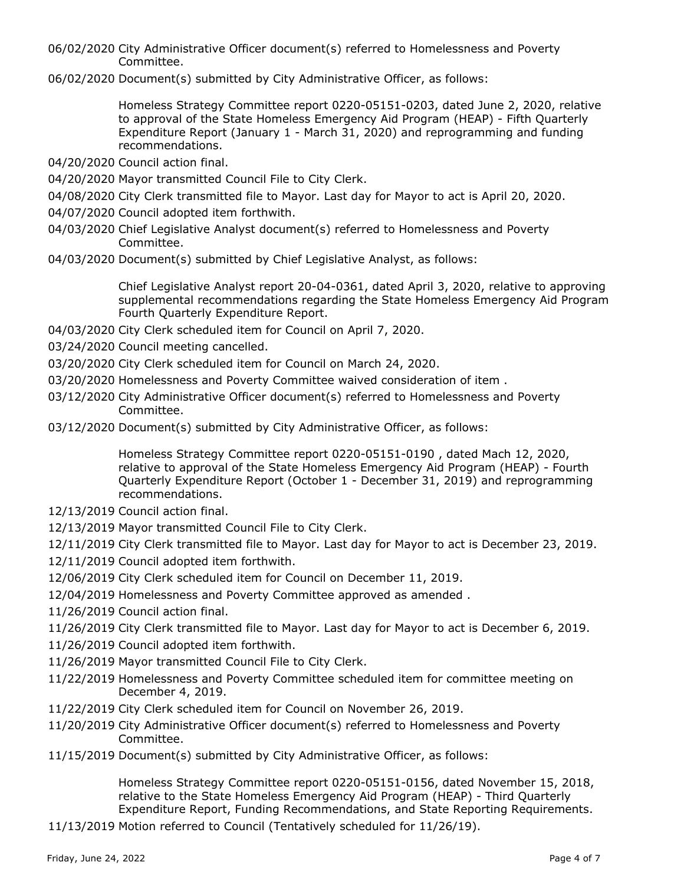06/02/2020 City Administrative Officer document(s) referred to Homelessness and Poverty Committee.

06/02/2020 Document(s) submitted by City Administrative Officer, as follows:

> Homeless Strategy Committee report 0220-05151-0203, dated June 2, 2020, relative to approval of the State Homeless Emergency Aid Program (HEAP) - Fifth Quarterly Expenditure Report (January 1 - March 31, 2020) and reprogramming and funding recommendations.

04/20/2020 Council action final.

04/20/2020 Mayor transmitted Council File to City Clerk.

04/08/2020 City Clerk transmitted file to Mayor. Last day for Mayor to act is April 20, 2020.

04/07/2020 Council adopted item forthwith.

04/03/2020 Chief Legislative Analyst document(s) referred to Homelessness and Poverty Committee.

04/03/2020 Document(s) submitted by Chief Legislative Analyst, as follows:

> Chief Legislative Analyst report 20-04-0361, dated April 3, 2020, relative to approving supplemental recommendations regarding the State Homeless Emergency Aid Program Fourth Quarterly Expenditure Report.

04/03/2020 City Clerk scheduled item for Council on April 7, 2020.

03/24/2020 Council meeting cancelled.

03/20/2020 City Clerk scheduled item for Council on March 24, 2020.

03/20/2020 Homelessness and Poverty Committee waived consideration of item .

03/12/2020 City Administrative Officer document(s) referred to Homelessness and Poverty Committee.

03/12/2020 Document(s) submitted by City Administrative Officer, as follows:

> Homeless Strategy Committee report 0220-05151-0190 , dated Mach 12, 2020, relative to approval of the State Homeless Emergency Aid Program (HEAP) - Fourth Quarterly Expenditure Report (October 1 - December 31, 2019) and reprogramming recommendations.

12/13/2019 Council action final.

12/13/2019 Mayor transmitted Council File to City Clerk.

12/11/2019 City Clerk transmitted file to Mayor. Last day for Mayor to act is December 23, 2019.

12/11/2019 Council adopted item forthwith.

12/06/2019 City Clerk scheduled item for Council on December 11, 2019.

12/04/2019 Homelessness and Poverty Committee approved as amended .

11/26/2019 Council action final.

11/26/2019 City Clerk transmitted file to Mayor. Last day for Mayor to act is December 6, 2019.

11/26/2019 Council adopted item forthwith.

11/26/2019 Mayor transmitted Council File to City Clerk.

11/22/2019 Homelessness and Poverty Committee scheduled item for committee meeting on December 4, 2019.

11/22/2019 City Clerk scheduled item for Council on November 26, 2019.

11/20/2019 City Administrative Officer document(s) referred to Homelessness and Poverty Committee.

11/15/2019 Document(s) submitted by City Administrative Officer, as follows:

> Homeless Strategy Committee report 0220-05151-0156, dated November 15, 2018, relative to the State Homeless Emergency Aid Program (HEAP) - Third Quarterly Expenditure Report, Funding Recommendations, and State Reporting Requirements.

11/13/2019 Motion referred to Council (Tentatively scheduled for 11/26/19).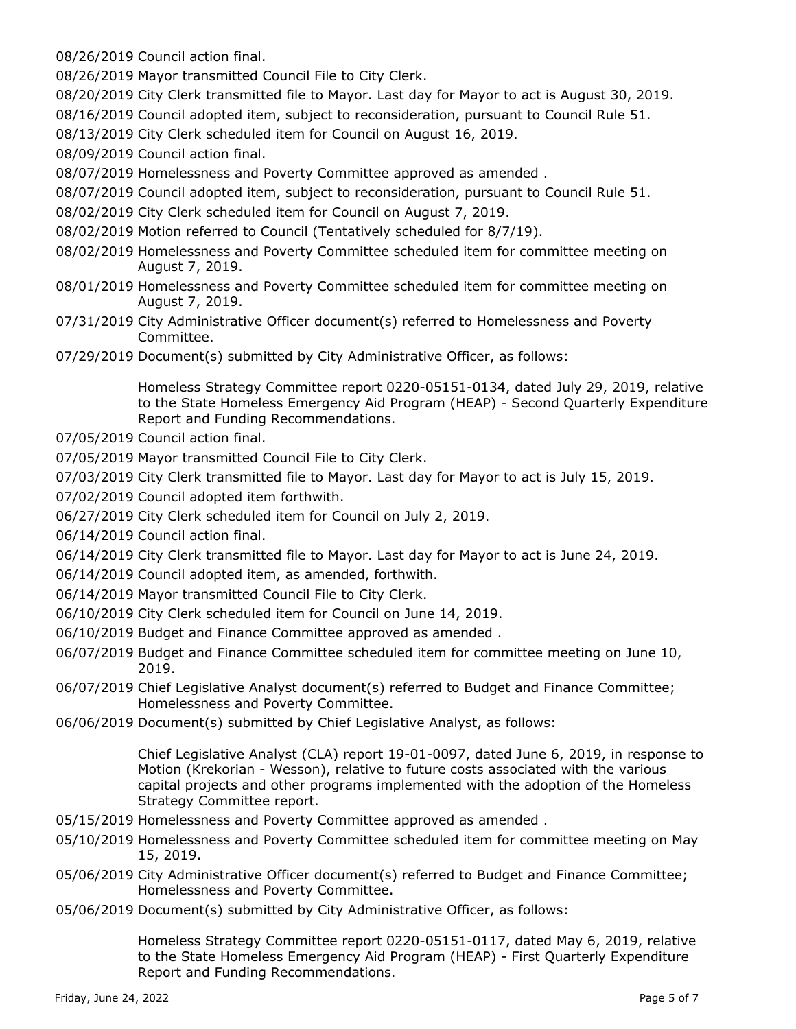08/26/2019 Council action final.

08/26/2019 Mayor transmitted Council File to City Clerk.

08/20/2019 City Clerk transmitted file to Mayor. Last day for Mayor to act is August 30, 2019.

08/16/2019 Council adopted item, subject to reconsideration, pursuant to Council Rule 51.

08/13/2019 City Clerk scheduled item for Council on August 16, 2019.

08/09/2019 Council action final.

08/07/2019 Homelessness and Poverty Committee approved as amended .

08/07/2019 Council adopted item, subject to reconsideration, pursuant to Council Rule 51.

08/02/2019 City Clerk scheduled item for Council on August 7, 2019.

08/02/2019 Motion referred to Council (Tentatively scheduled for 8/7/19).

08/02/2019 Homelessness and Poverty Committee scheduled item for committee meeting on August 7, 2019.

08/01/2019 Homelessness and Poverty Committee scheduled item for committee meeting on August 7, 2019.

07/31/2019 City Administrative Officer document(s) referred to Homelessness and Poverty Committee.

07/29/2019 Document(s) submitted by City Administrative Officer, as follows:

Homeless Strategy Committee report 0220-05151-0134, dated July 29, 2019, relative to the State Homeless Emergency Aid Program (HEAP) - Second Quarterly Expenditure Report and Funding Recommendations.

07/05/2019 Council action final.

07/05/2019 Mayor transmitted Council File to City Clerk.

07/03/2019 City Clerk transmitted file to Mayor. Last day for Mayor to act is July 15, 2019.

07/02/2019 Council adopted item forthwith.

06/27/2019 City Clerk scheduled item for Council on July 2, 2019.

06/14/2019 Council action final.

06/14/2019 City Clerk transmitted file to Mayor. Last day for Mayor to act is June 24, 2019.

06/14/2019 Council adopted item, as amended, forthwith.

06/14/2019 Mayor transmitted Council File to City Clerk.

06/10/2019 City Clerk scheduled item for Council on June 14, 2019.

06/10/2019 Budget and Finance Committee approved as amended .

06/07/2019 Budget and Finance Committee scheduled item for committee meeting on June 10, 2019.

06/07/2019 Chief Legislative Analyst document(s) referred to Budget and Finance Committee; Homelessness and Poverty Committee.

06/06/2019 Document(s) submitted by Chief Legislative Analyst, as follows:

Chief Legislative Analyst (CLA) report 19-01-0097, dated June 6, 2019, in response to Motion (Krekorian - Wesson), relative to future costs associated with the various capital projects and other programs implemented with the adoption of the Homeless Strategy Committee report.

05/15/2019 Homelessness and Poverty Committee approved as amended .

05/10/2019 Homelessness and Poverty Committee scheduled item for committee meeting on May 15, 2019.

05/06/2019 City Administrative Officer document(s) referred to Budget and Finance Committee; Homelessness and Poverty Committee.

05/06/2019 Document(s) submitted by City Administrative Officer, as follows:

Homeless Strategy Committee report 0220-05151-0117, dated May 6, 2019, relative to the State Homeless Emergency Aid Program (HEAP) - First Quarterly Expenditure Report and Funding Recommendations.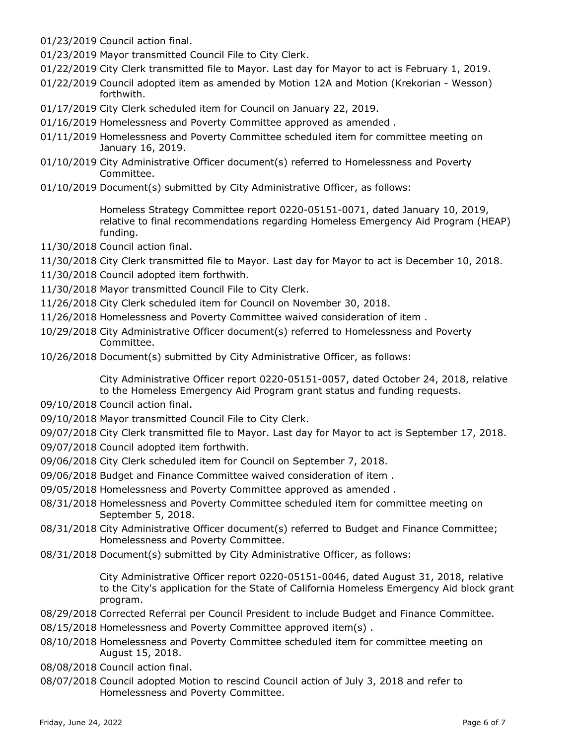01/23/2019 Council action final.

01/23/2019 Mayor transmitted Council File to City Clerk.

01/22/2019 City Clerk transmitted file to Mayor. Last day for Mayor to act is February 1, 2019.

01/22/2019 Council adopted item as amended by Motion 12A and Motion (Krekorian - Wesson) forthwith.

01/17/2019 City Clerk scheduled item for Council on January 22, 2019.

01/16/2019 Homelessness and Poverty Committee approved as amended .

01/11/2019 Homelessness and Poverty Committee scheduled item for committee meeting on January 16, 2019.

01/10/2019 City Administrative Officer document(s) referred to Homelessness and Poverty Committee.

01/10/2019 Document(s) submitted by City Administrative Officer, as follows:

Homeless Strategy Committee report 0220-05151-0071, dated January 10, 2019, relative to final recommendations regarding Homeless Emergency Aid Program (HEAP) funding.

11/30/2018 Council action final.

11/30/2018 City Clerk transmitted file to Mayor. Last day for Mayor to act is December 10, 2018.

11/30/2018 Council adopted item forthwith.

11/30/2018 Mayor transmitted Council File to City Clerk.

11/26/2018 City Clerk scheduled item for Council on November 30, 2018.

11/26/2018 Homelessness and Poverty Committee waived consideration of item .

10/29/2018 City Administrative Officer document(s) referred to Homelessness and Poverty Committee.

10/26/2018 Document(s) submitted by City Administrative Officer, as follows:

City Administrative Officer report 0220-05151-0057, dated October 24, 2018, relative to the Homeless Emergency Aid Program grant status and funding requests.

09/10/2018 Council action final.

09/10/2018 Mayor transmitted Council File to City Clerk.

09/07/2018 City Clerk transmitted file to Mayor. Last day for Mayor to act is September 17, 2018.

09/07/2018 Council adopted item forthwith.

09/06/2018 City Clerk scheduled item for Council on September 7, 2018.

09/06/2018 Budget and Finance Committee waived consideration of item .

09/05/2018 Homelessness and Poverty Committee approved as amended .

08/31/2018 Homelessness and Poverty Committee scheduled item for committee meeting on September 5, 2018.

08/31/2018 City Administrative Officer document(s) referred to Budget and Finance Committee; Homelessness and Poverty Committee.

08/31/2018 Document(s) submitted by City Administrative Officer, as follows:

City Administrative Officer report 0220-05151-0046, dated August 31, 2018, relative to the City's application for the State of California Homeless Emergency Aid block grant program.

08/29/2018 Corrected Referral per Council President to include Budget and Finance Committee.

08/15/2018 Homelessness and Poverty Committee approved item(s) .

08/10/2018 Homelessness and Poverty Committee scheduled item for committee meeting on August 15, 2018.

08/08/2018 Council action final.

08/07/2018 Council adopted Motion to rescind Council action of July 3, 2018 and refer to Homelessness and Poverty Committee.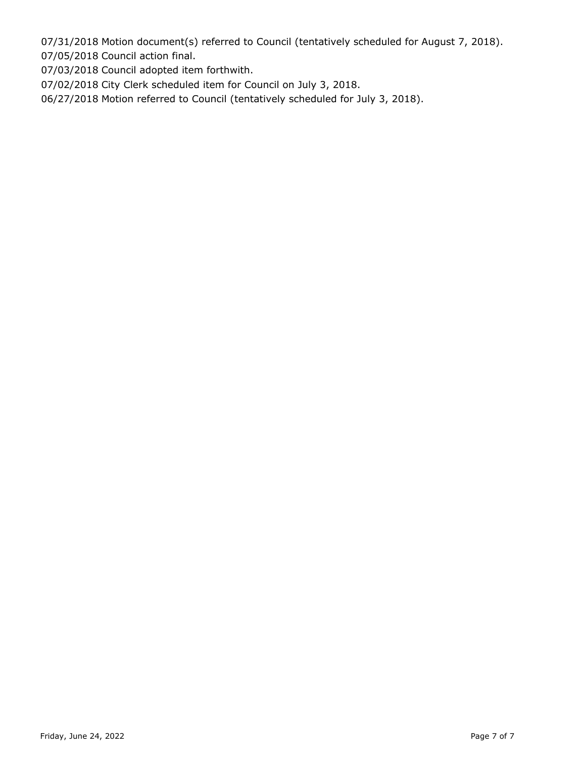07/31/2018 Motion document(s) referred to Council (tentatively scheduled for August 7, 2018).
07/05/2018 Council action final.
07/03/2018 Council adopted item forthwith.
07/02/2018 City Clerk scheduled item for Council on July 3, 2018.
06/27/2018 Motion referred to Council (tentatively scheduled for July 3, 2018).